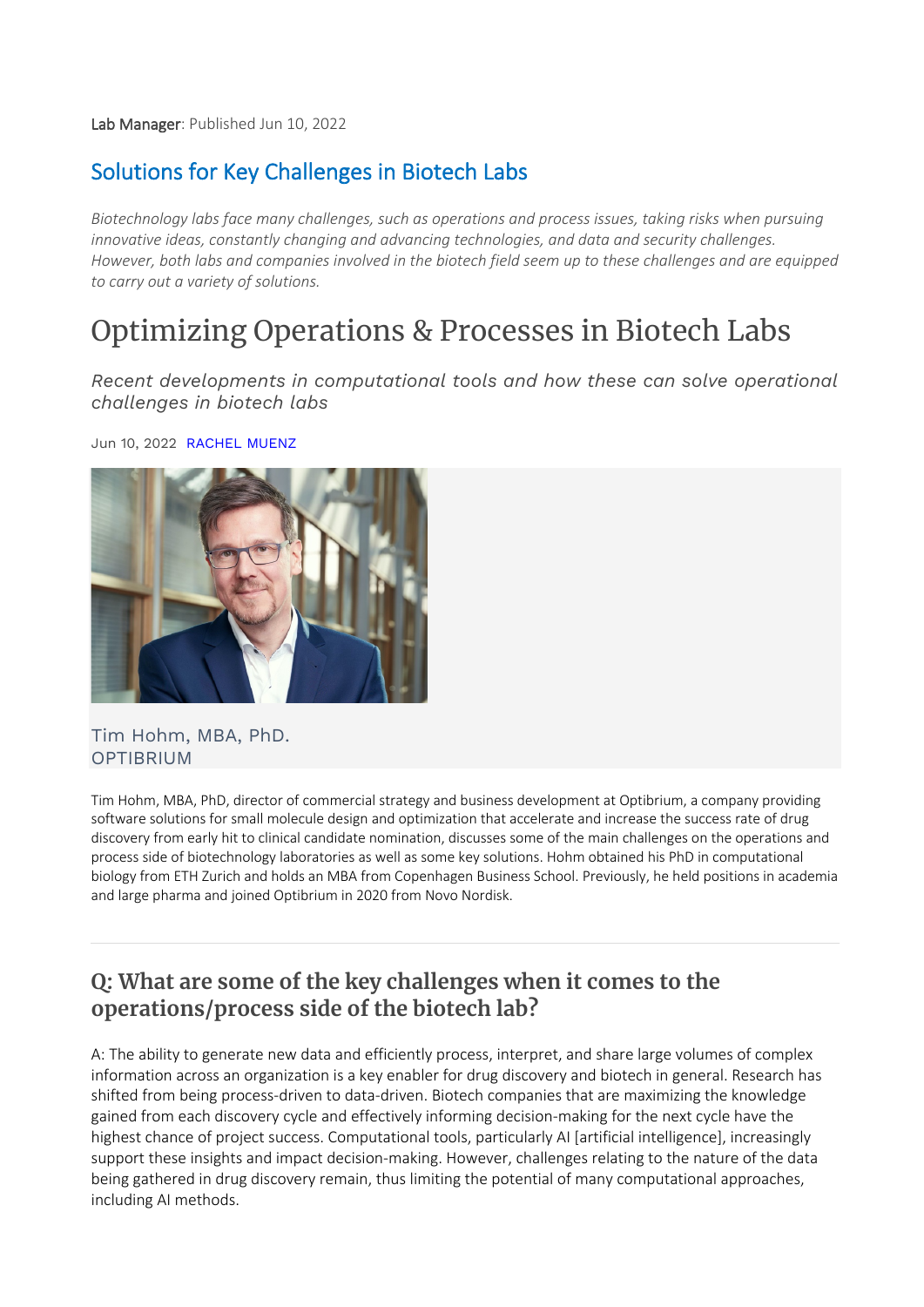**Lab Manager**: Published Jun 10, 2022

## Solutions for Key Challenges in Biotech Labs

*Biotechnology labs face many challenges, such as operations and process issues, taking risks when pursuing innovative ideas, constantly changing and advancing technologies, and data and security challenges. However, both labs and companies involved in the biotech field seem up to these challenges and are equipped to carry out a variety of solutions.*

# Optimizing Operations & Processes in Biotech Labs

*Recent developments in computational tools and how these can solve operational challenges in biotech labs*

Jun 10, 2022 RACHEL MUENZ

Tim Hohm, MBA, PhD.
OPTIBRIUM

Tim Hohm, MBA, PhD, director of commercial strategy and business development at Optibrium, a company providing software solutions for small molecule design and optimization that accelerate and increase the success rate of drug discovery from early hit to clinical candidate nomination, discusses some of the main challenges on the operations and process side of biotechnology laboratories as well as some key solutions. Hohm obtained his PhD in computational biology from ETH Zurich and holds an MBA from Copenhagen Business School. Previously, he held positions in academia and large pharma and joined Optibrium in 2020 from Novo Nordisk.

---

## Q: What are some of the key challenges when it comes to the operations/process side of the biotech lab?

A: The ability to generate new data and efficiently process, interpret, and share large volumes of complex information across an organization is a key enabler for drug discovery and biotech in general. Research has shifted from being process-driven to data-driven. Biotech companies that are maximizing the knowledge gained from each discovery cycle and effectively informing decision-making for the next cycle have the highest chance of project success. Computational tools, particularly AI [artificial intelligence], increasingly support these insights and impact decision-making. However, challenges relating to the nature of the data being gathered in drug discovery remain, thus limiting the potential of many computational approaches, including AI methods.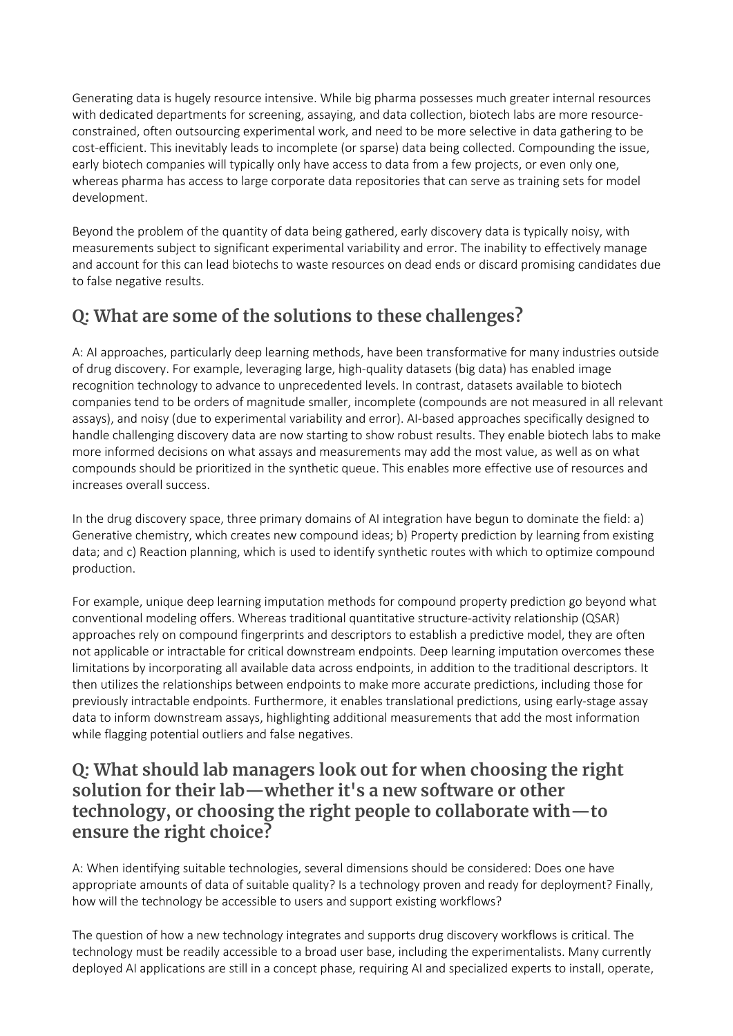Generating data is hugely resource intensive. While big pharma possesses much greater internal resources with dedicated departments for screening, assaying, and data collection, biotech labs are more resource-constrained, often outsourcing experimental work, and need to be more selective in data gathering to be cost-efficient. This inevitably leads to incomplete (or sparse) data being collected. Compounding the issue, early biotech companies will typically only have access to data from a few projects, or even only one, whereas pharma has access to large corporate data repositories that can serve as training sets for model development.

Beyond the problem of the quantity of data being gathered, early discovery data is typically noisy, with measurements subject to significant experimental variability and error. The inability to effectively manage and account for this can lead biotechs to waste resources on dead ends or discard promising candidates due to false negative results.

## Q: What are some of the solutions to these challenges?

A: AI approaches, particularly deep learning methods, have been transformative for many industries outside of drug discovery. For example, leveraging large, high-quality datasets (big data) has enabled image recognition technology to advance to unprecedented levels. In contrast, datasets available to biotech companies tend to be orders of magnitude smaller, incomplete (compounds are not measured in all relevant assays), and noisy (due to experimental variability and error). AI-based approaches specifically designed to handle challenging discovery data are now starting to show robust results. They enable biotech labs to make more informed decisions on what assays and measurements may add the most value, as well as on what compounds should be prioritized in the synthetic queue. This enables more effective use of resources and increases overall success.

In the drug discovery space, three primary domains of AI integration have begun to dominate the field: a) Generative chemistry, which creates new compound ideas; b) Property prediction by learning from existing data; and c) Reaction planning, which is used to identify synthetic routes with which to optimize compound production.

For example, unique deep learning imputation methods for compound property prediction go beyond what conventional modeling offers. Whereas traditional quantitative structure-activity relationship (QSAR) approaches rely on compound fingerprints and descriptors to establish a predictive model, they are often not applicable or intractable for critical downstream endpoints. Deep learning imputation overcomes these limitations by incorporating all available data across endpoints, in addition to the traditional descriptors. It then utilizes the relationships between endpoints to make more accurate predictions, including those for previously intractable endpoints. Furthermore, it enables translational predictions, using early-stage assay data to inform downstream assays, highlighting additional measurements that add the most information while flagging potential outliers and false negatives.

## Q: What should lab managers look out for when choosing the right solution for their lab—whether it's a new software or other technology, or choosing the right people to collaborate with—to ensure the right choice?

A: When identifying suitable technologies, several dimensions should be considered: Does one have appropriate amounts of data of suitable quality? Is a technology proven and ready for deployment? Finally, how will the technology be accessible to users and support existing workflows?

The question of how a new technology integrates and supports drug discovery workflows is critical. The technology must be readily accessible to a broad user base, including the experimentalists. Many currently deployed AI applications are still in a concept phase, requiring AI and specialized experts to install, operate,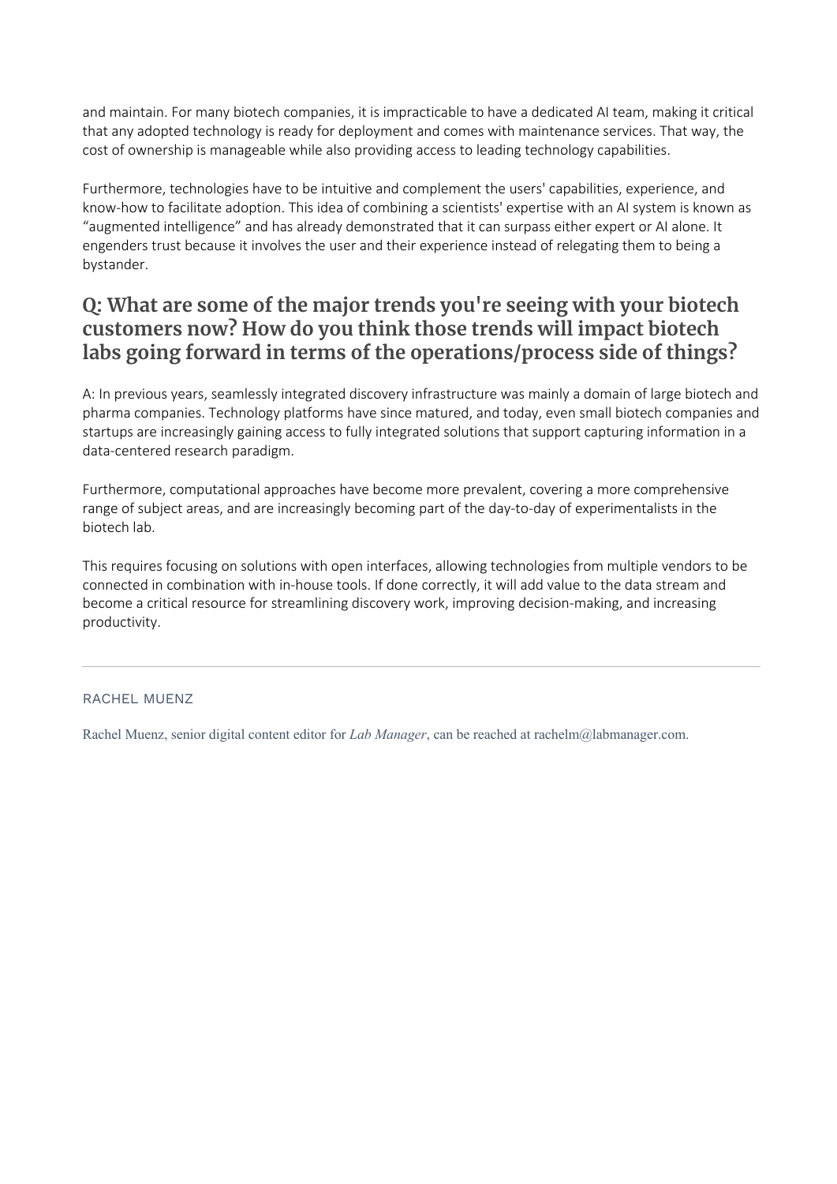and maintain. For many biotech companies, it is impracticable to have a dedicated AI team, making it critical that any adopted technology is ready for deployment and comes with maintenance services. That way, the cost of ownership is manageable while also providing access to leading technology capabilities.

Furthermore, technologies have to be intuitive and complement the users' capabilities, experience, and know-how to facilitate adoption. This idea of combining a scientists' expertise with an AI system is known as "augmented intelligence" and has already demonstrated that it can surpass either expert or AI alone. It engenders trust because it involves the user and their experience instead of relegating them to being a bystander.

## Q: What are some of the major trends you're seeing with your biotech customers now? How do you think those trends will impact biotech labs going forward in terms of the operations/process side of things?

A: In previous years, seamlessly integrated discovery infrastructure was mainly a domain of large biotech and pharma companies. Technology platforms have since matured, and today, even small biotech companies and startups are increasingly gaining access to fully integrated solutions that support capturing information in a data-centered research paradigm.

Furthermore, computational approaches have become more prevalent, covering a more comprehensive range of subject areas, and are increasingly becoming part of the day-to-day of experimentalists in the biotech lab.

This requires focusing on solutions with open interfaces, allowing technologies from multiple vendors to be connected in combination with in-house tools. If done correctly, it will add value to the data stream and become a critical resource for streamlining discovery work, improving decision-making, and increasing productivity.

---

RACHEL MUENZ

Rachel Muenz, senior digital content editor for *Lab Manager*, can be reached at rachelm@labmanager.com.